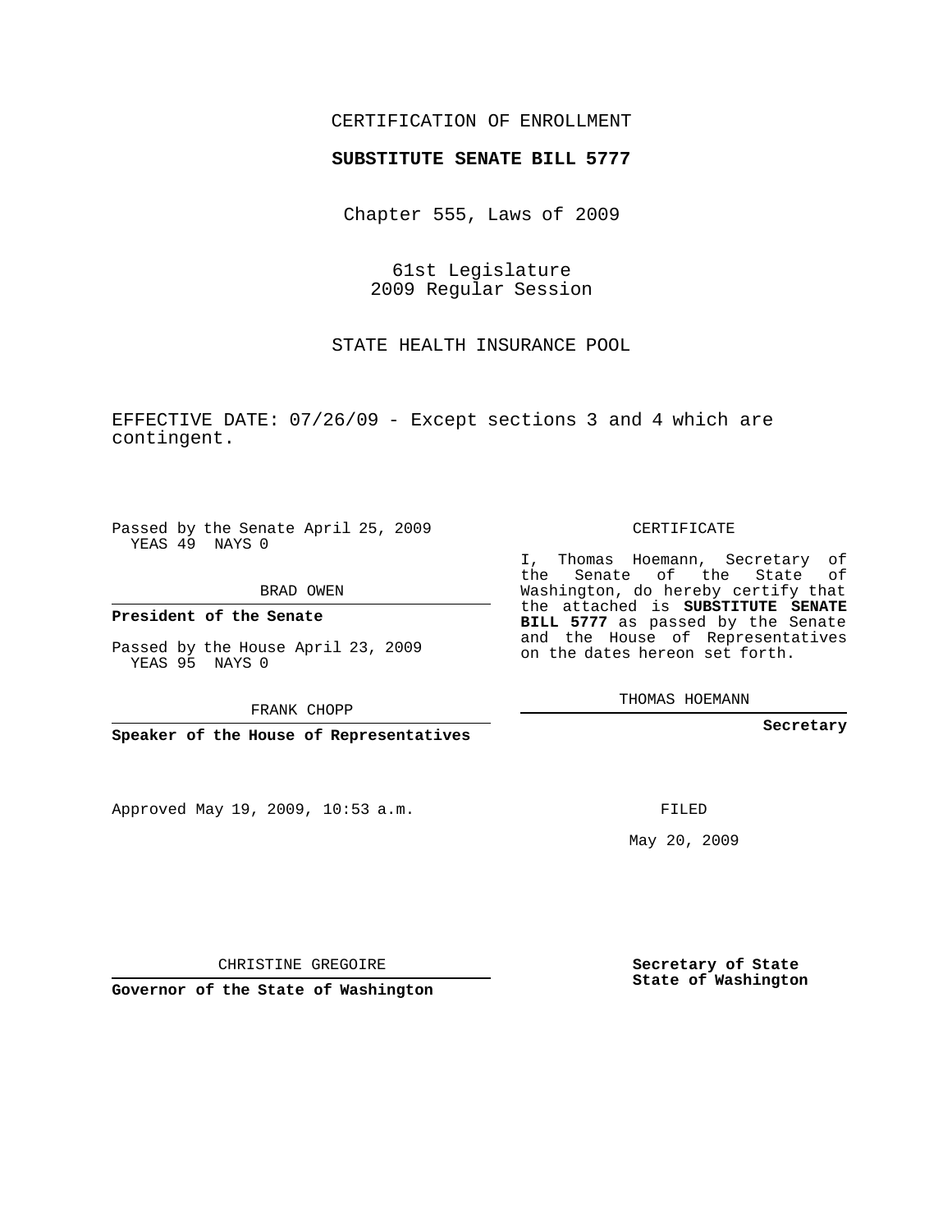CERTIFICATION OF ENROLLMENT

**SUBSTITUTE SENATE BILL 5777**

Chapter 555, Laws of 2009

61st Legislature
2009 Regular Session

STATE HEALTH INSURANCE POOL

EFFECTIVE DATE: 07/26/09 - Except sections 3 and 4 which are contingent.

Passed by the Senate April 25, 2009
YEAS 49 NAYS 0

BRAD OWEN

**President of the Senate**

Passed by the House April 23, 2009
YEAS 95 NAYS 0

FRANK CHOPP

**Speaker of the House of Representatives**

CERTIFICATE

I, Thomas Hoemann, Secretary of the Senate of the State of Washington, do hereby certify that the attached is **SUBSTITUTE SENATE BILL 5777** as passed by the Senate and the House of Representatives on the dates hereon set forth.

THOMAS HOEMANN

**Secretary**

Approved May 19, 2009, 10:53 a.m.

FILED

May 20, 2009

CHRISTINE GREGOIRE

**Governor of the State of Washington**

**Secretary of State**
**State of Washington**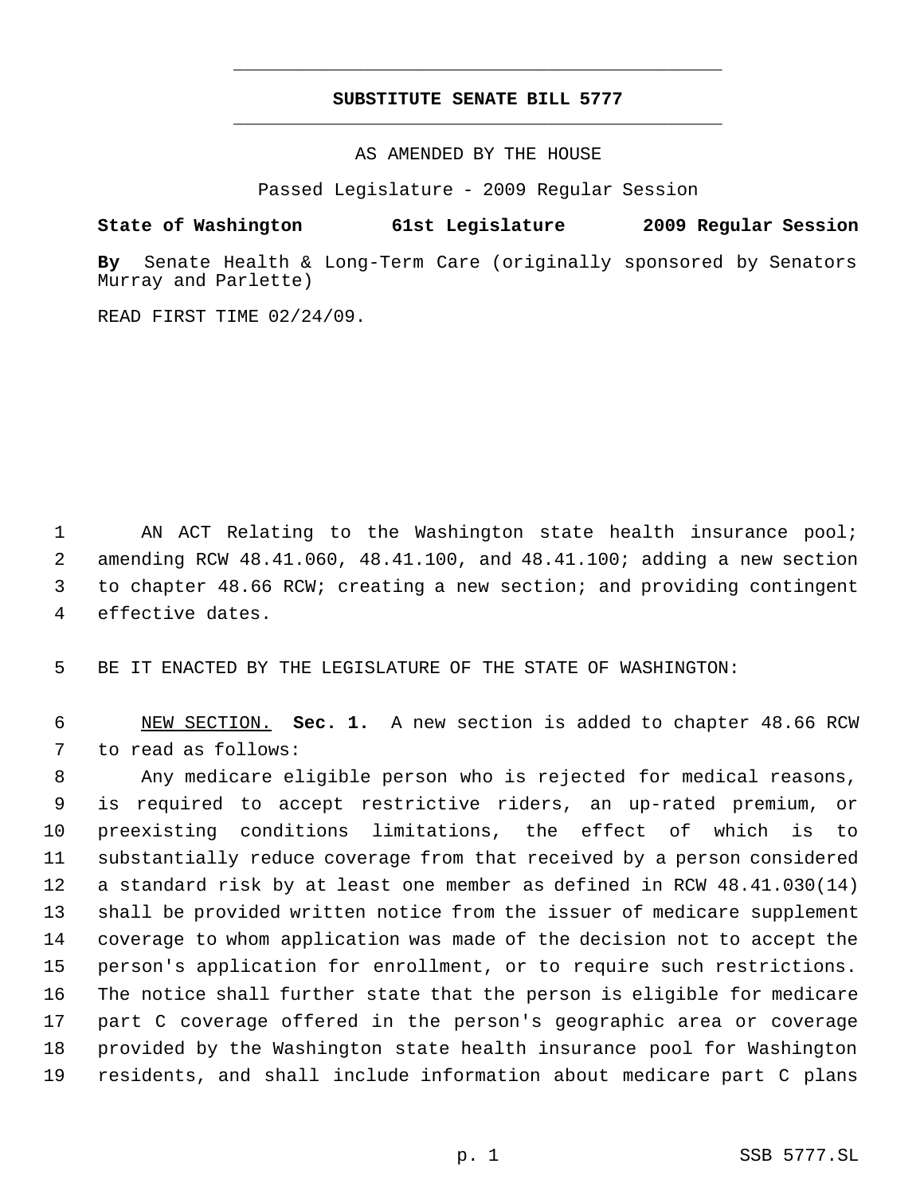# SUBSTITUTE SENATE BILL 5777

AS AMENDED BY THE HOUSE

Passed Legislature - 2009 Regular Session

**State of Washington 61st Legislature 2009 Regular Session**

**By** Senate Health & Long-Term Care (originally sponsored by Senators Murray and Parlette)

READ FIRST TIME 02/24/09.

AN ACT Relating to the Washington state health insurance pool; amending RCW 48.41.060, 48.41.100, and 48.41.100; adding a new section to chapter 48.66 RCW; creating a new section; and providing contingent effective dates.

BE IT ENACTED BY THE LEGISLATURE OF THE STATE OF WASHINGTON:

NEW SECTION. **Sec. 1.** A new section is added to chapter 48.66 RCW to read as follows:

Any medicare eligible person who is rejected for medical reasons, is required to accept restrictive riders, an up-rated premium, or preexisting conditions limitations, the effect of which is to substantially reduce coverage from that received by a person considered a standard risk by at least one member as defined in RCW 48.41.030(14) shall be provided written notice from the issuer of medicare supplement coverage to whom application was made of the decision not to accept the person's application for enrollment, or to require such restrictions. The notice shall further state that the person is eligible for medicare part C coverage offered in the person's geographic area or coverage provided by the Washington state health insurance pool for Washington residents, and shall include information about medicare part C plans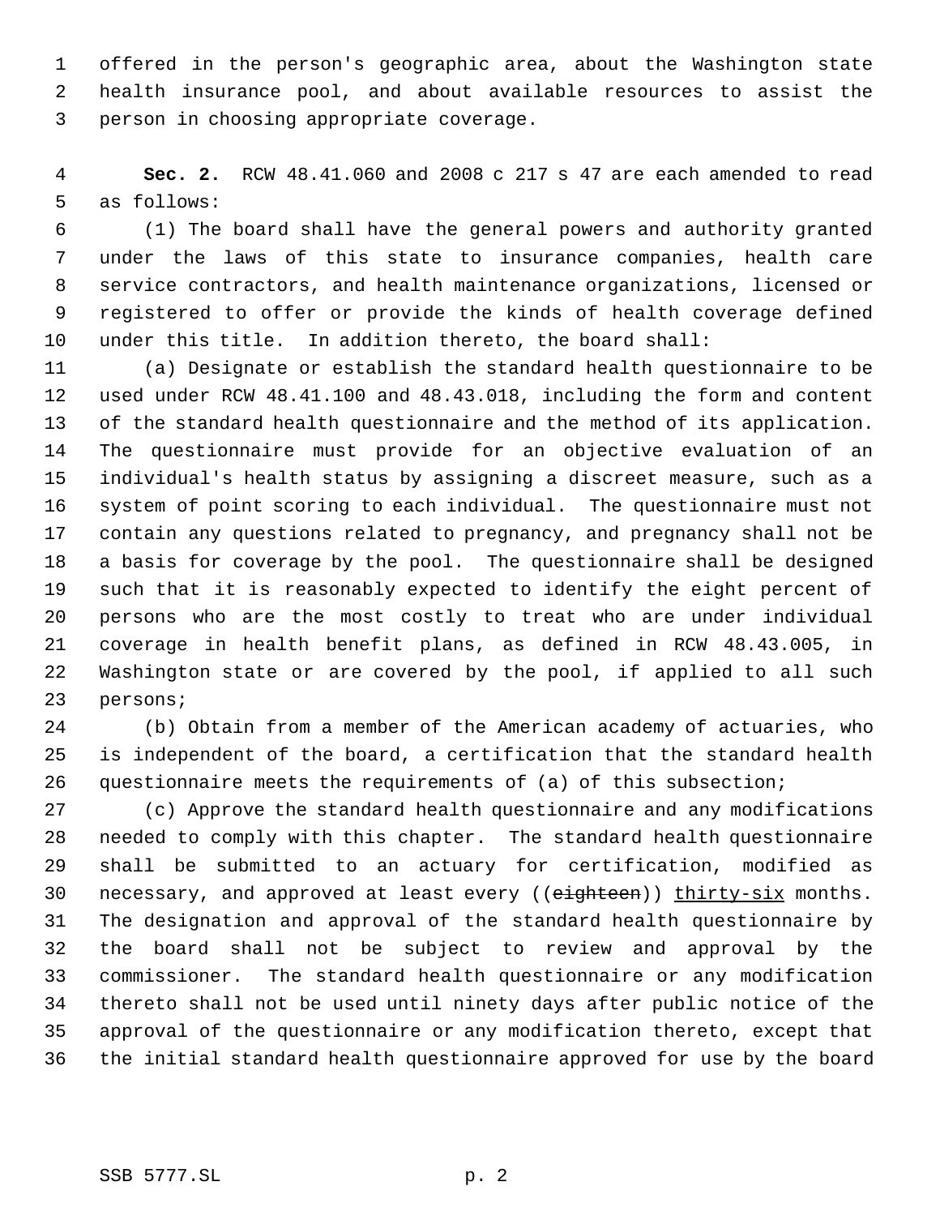offered in the person's geographic area, about the Washington state health insurance pool, and about available resources to assist the person in choosing appropriate coverage.

**Sec. 2.** RCW 48.41.060 and 2008 c 217 s 47 are each amended to read as follows:

(1) The board shall have the general powers and authority granted under the laws of this state to insurance companies, health care service contractors, and health maintenance organizations, licensed or registered to offer or provide the kinds of health coverage defined under this title. In addition thereto, the board shall:

(a) Designate or establish the standard health questionnaire to be used under RCW 48.41.100 and 48.43.018, including the form and content of the standard health questionnaire and the method of its application. The questionnaire must provide for an objective evaluation of an individual's health status by assigning a discreet measure, such as a system of point scoring to each individual. The questionnaire must not contain any questions related to pregnancy, and pregnancy shall not be a basis for coverage by the pool. The questionnaire shall be designed such that it is reasonably expected to identify the eight percent of persons who are the most costly to treat who are under individual coverage in health benefit plans, as defined in RCW 48.43.005, in Washington state or are covered by the pool, if applied to all such persons;

(b) Obtain from a member of the American academy of actuaries, who is independent of the board, a certification that the standard health questionnaire meets the requirements of (a) of this subsection;

(c) Approve the standard health questionnaire and any modifications needed to comply with this chapter. The standard health questionnaire shall be submitted to an actuary for certification, modified as necessary, and approved at least every ((~~eighteen~~)) thirty-six months. The designation and approval of the standard health questionnaire by the board shall not be subject to review and approval by the commissioner. The standard health questionnaire or any modification thereto shall not be used until ninety days after public notice of the approval of the questionnaire or any modification thereto, except that the initial standard health questionnaire approved for use by the board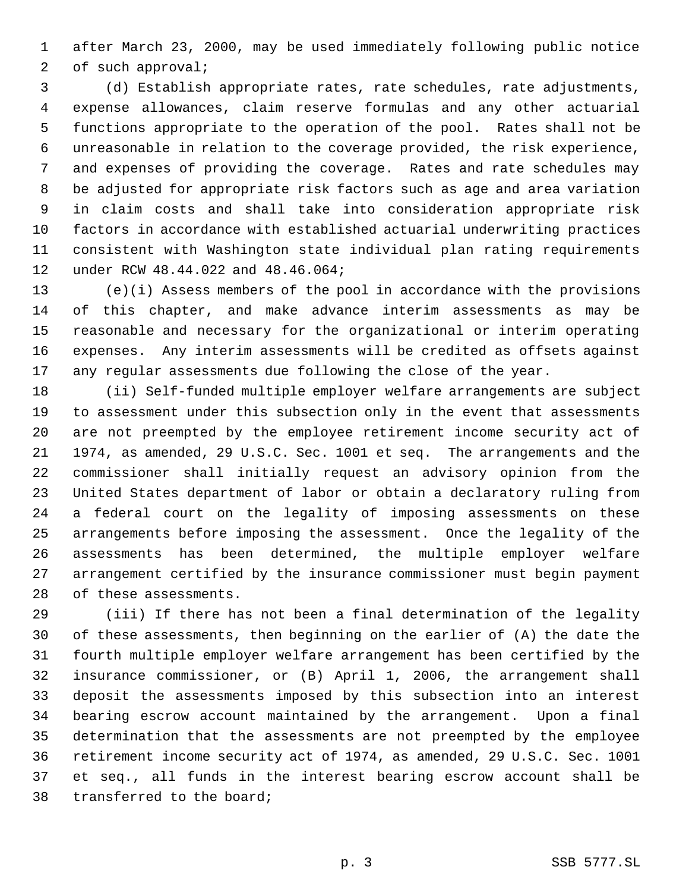after March 23, 2000, may be used immediately following public notice of such approval;

(d) Establish appropriate rates, rate schedules, rate adjustments, expense allowances, claim reserve formulas and any other actuarial functions appropriate to the operation of the pool. Rates shall not be unreasonable in relation to the coverage provided, the risk experience, and expenses of providing the coverage. Rates and rate schedules may be adjusted for appropriate risk factors such as age and area variation in claim costs and shall take into consideration appropriate risk factors in accordance with established actuarial underwriting practices consistent with Washington state individual plan rating requirements under RCW 48.44.022 and 48.46.064;

(e)(i) Assess members of the pool in accordance with the provisions of this chapter, and make advance interim assessments as may be reasonable and necessary for the organizational or interim operating expenses. Any interim assessments will be credited as offsets against any regular assessments due following the close of the year.

(ii) Self-funded multiple employer welfare arrangements are subject to assessment under this subsection only in the event that assessments are not preempted by the employee retirement income security act of 1974, as amended, 29 U.S.C. Sec. 1001 et seq. The arrangements and the commissioner shall initially request an advisory opinion from the United States department of labor or obtain a declaratory ruling from a federal court on the legality of imposing assessments on these arrangements before imposing the assessment. Once the legality of the assessments has been determined, the multiple employer welfare arrangement certified by the insurance commissioner must begin payment of these assessments.

(iii) If there has not been a final determination of the legality of these assessments, then beginning on the earlier of (A) the date the fourth multiple employer welfare arrangement has been certified by the insurance commissioner, or (B) April 1, 2006, the arrangement shall deposit the assessments imposed by this subsection into an interest bearing escrow account maintained by the arrangement. Upon a final determination that the assessments are not preempted by the employee retirement income security act of 1974, as amended, 29 U.S.C. Sec. 1001 et seq., all funds in the interest bearing escrow account shall be transferred to the board;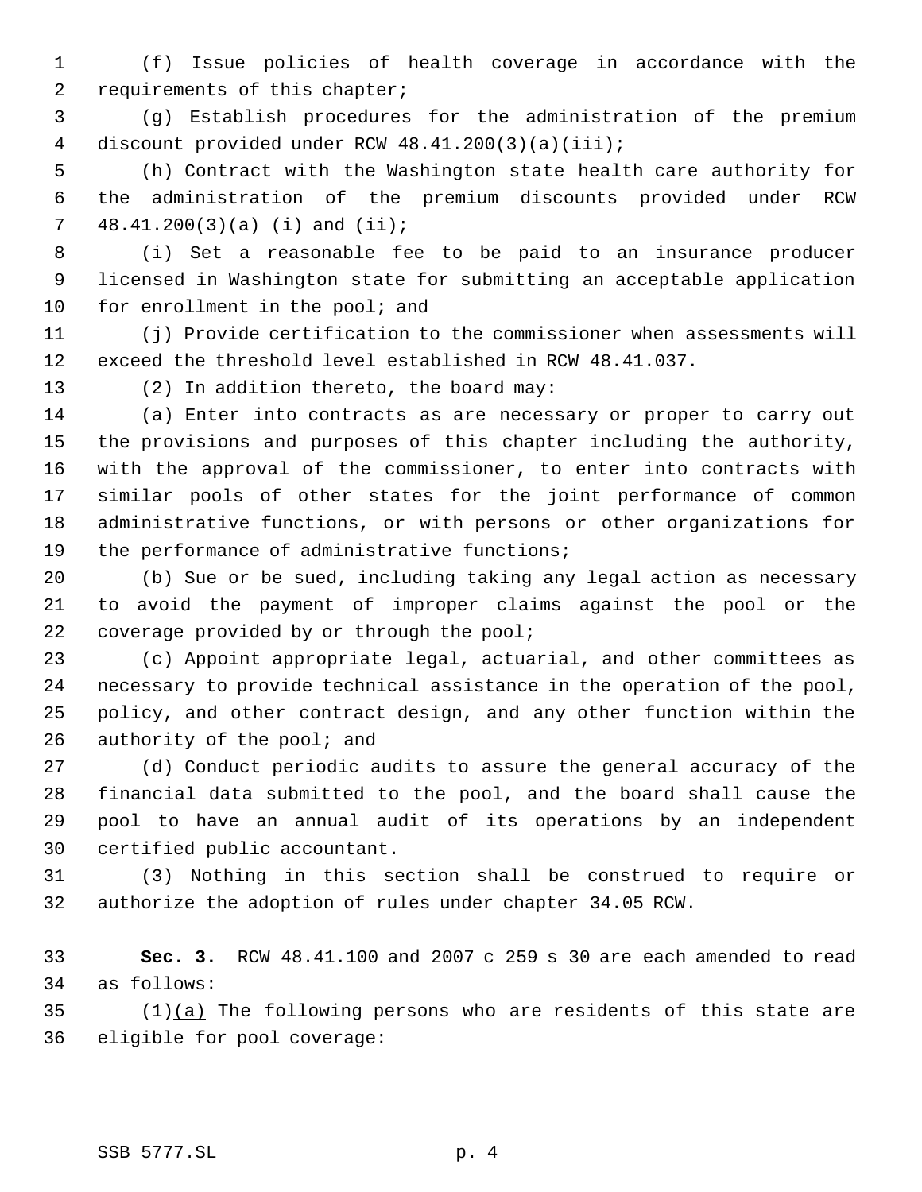(f) Issue policies of health coverage in accordance with the requirements of this chapter;

(g) Establish procedures for the administration of the premium discount provided under RCW 48.41.200(3)(a)(iii);

(h) Contract with the Washington state health care authority for the administration of the premium discounts provided under RCW 48.41.200(3)(a) (i) and (ii);

(i) Set a reasonable fee to be paid to an insurance producer licensed in Washington state for submitting an acceptable application for enrollment in the pool; and

(j) Provide certification to the commissioner when assessments will exceed the threshold level established in RCW 48.41.037.

(2) In addition thereto, the board may:

(a) Enter into contracts as are necessary or proper to carry out the provisions and purposes of this chapter including the authority, with the approval of the commissioner, to enter into contracts with similar pools of other states for the joint performance of common administrative functions, or with persons or other organizations for the performance of administrative functions;

(b) Sue or be sued, including taking any legal action as necessary to avoid the payment of improper claims against the pool or the coverage provided by or through the pool;

(c) Appoint appropriate legal, actuarial, and other committees as necessary to provide technical assistance in the operation of the pool, policy, and other contract design, and any other function within the authority of the pool; and

(d) Conduct periodic audits to assure the general accuracy of the financial data submitted to the pool, and the board shall cause the pool to have an annual audit of its operations by an independent certified public accountant.

(3) Nothing in this section shall be construed to require or authorize the adoption of rules under chapter 34.05 RCW.

**Sec. 3.** RCW 48.41.100 and 2007 c 259 s 30 are each amended to read as follows:

(1)<u>(a)</u> The following persons who are residents of this state are eligible for pool coverage: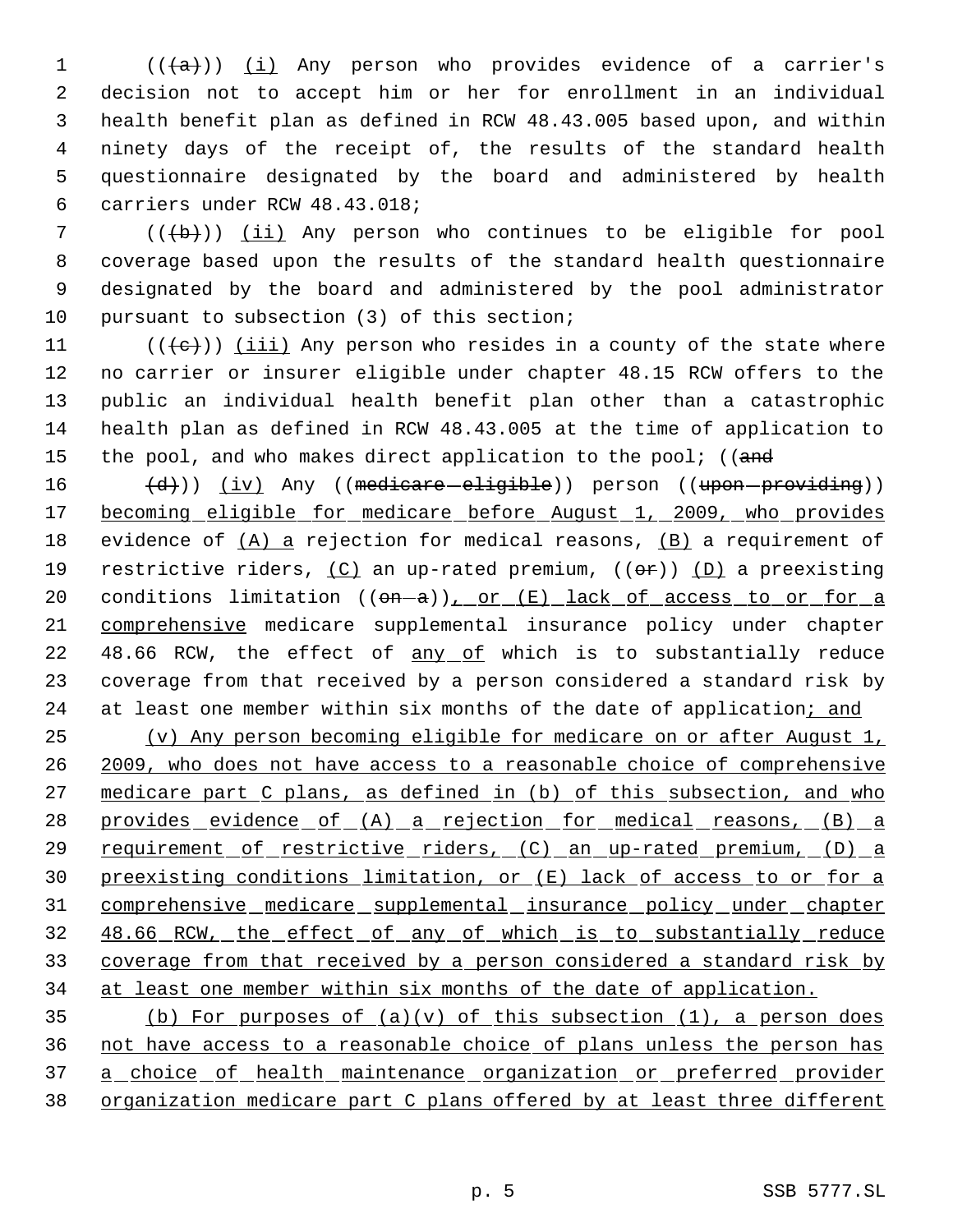(((a))) (i) Any person who provides evidence of a carrier's decision not to accept him or her for enrollment in an individual health benefit plan as defined in RCW 48.43.005 based upon, and within ninety days of the receipt of, the results of the standard health questionnaire designated by the board and administered by health carriers under RCW 48.43.018;

(((b))) (ii) Any person who continues to be eligible for pool coverage based upon the results of the standard health questionnaire designated by the board and administered by the pool administrator pursuant to subsection (3) of this section;

(((c))) (iii) Any person who resides in a county of the state where no carrier or insurer eligible under chapter 48.15 RCW offers to the public an individual health benefit plan other than a catastrophic health plan as defined in RCW 48.43.005 at the time of application to the pool, and who makes direct application to the pool; ((and

(d))) (iv) Any ((medicare eligible)) person ((upon providing)) becoming eligible for medicare before August 1, 2009, who provides evidence of (A) a rejection for medical reasons, (B) a requirement of restrictive riders, (C) an up-rated premium, ((or)) (D) a preexisting conditions limitation ((on a)), or (E) lack of access to or for a comprehensive medicare supplemental insurance policy under chapter 48.66 RCW, the effect of any of which is to substantially reduce coverage from that received by a person considered a standard risk by at least one member within six months of the date of application; and

(v) Any person becoming eligible for medicare on or after August 1, 2009, who does not have access to a reasonable choice of comprehensive medicare part C plans, as defined in (b) of this subsection, and who provides evidence of (A) a rejection for medical reasons, (B) a requirement of restrictive riders, (C) an up-rated premium, (D) a preexisting conditions limitation, or (E) lack of access to or for a comprehensive medicare supplemental insurance policy under chapter 48.66 RCW, the effect of any of which is to substantially reduce coverage from that received by a person considered a standard risk by at least one member within six months of the date of application.

(b) For purposes of (a)(v) of this subsection (1), a person does not have access to a reasonable choice of plans unless the person has a choice of health maintenance organization or preferred provider organization medicare part C plans offered by at least three different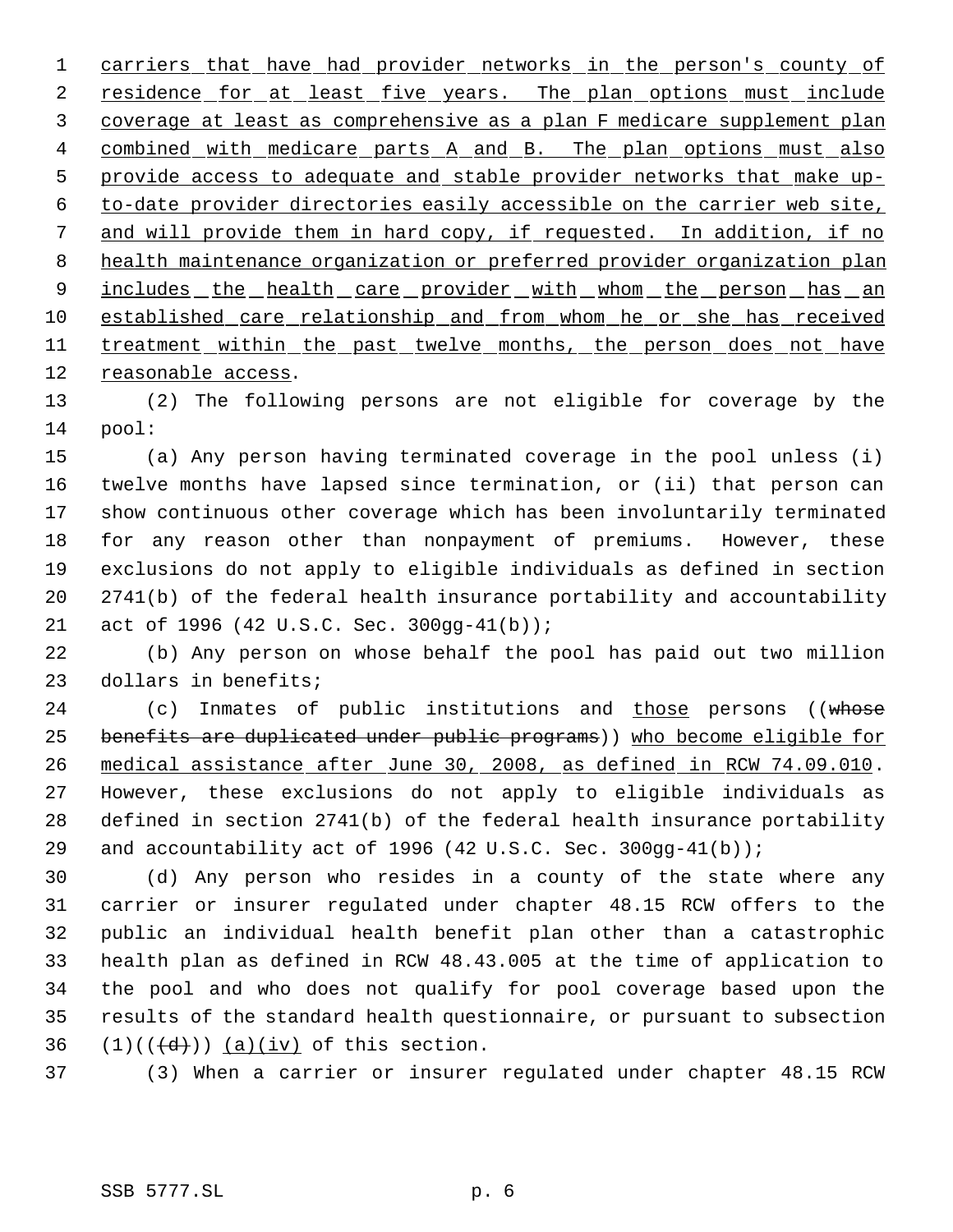carriers that have had provider networks in the person's county of residence for at least five years. The plan options must include coverage at least as comprehensive as a plan F medicare supplement plan combined with medicare parts A and B. The plan options must also provide access to adequate and stable provider networks that make up-to-date provider directories easily accessible on the carrier web site, and will provide them in hard copy, if requested. In addition, if no health maintenance organization or preferred provider organization plan includes the health care provider with whom the person has an established care relationship and from whom he or she has received treatment within the past twelve months, the person does not have reasonable access.

(2) The following persons are not eligible for coverage by the pool:

(a) Any person having terminated coverage in the pool unless (i) twelve months have lapsed since termination, or (ii) that person can show continuous other coverage which has been involuntarily terminated for any reason other than nonpayment of premiums. However, these exclusions do not apply to eligible individuals as defined in section 2741(b) of the federal health insurance portability and accountability act of 1996 (42 U.S.C. Sec. 300gg-41(b));

(b) Any person on whose behalf the pool has paid out two million dollars in benefits;

(c) Inmates of public institutions and those persons ((~~whose benefits are duplicated under public programs~~)) who become eligible for medical assistance after June 30, 2008, as defined in RCW 74.09.010. However, these exclusions do not apply to eligible individuals as defined in section 2741(b) of the federal health insurance portability and accountability act of 1996 (42 U.S.C. Sec. 300gg-41(b));

(d) Any person who resides in a county of the state where any carrier or insurer regulated under chapter 48.15 RCW offers to the public an individual health benefit plan other than a catastrophic health plan as defined in RCW 48.43.005 at the time of application to the pool and who does not qualify for pool coverage based upon the results of the standard health questionnaire, or pursuant to subsection (1)((~~(d)~~)) (a)(iv) of this section.

(3) When a carrier or insurer regulated under chapter 48.15 RCW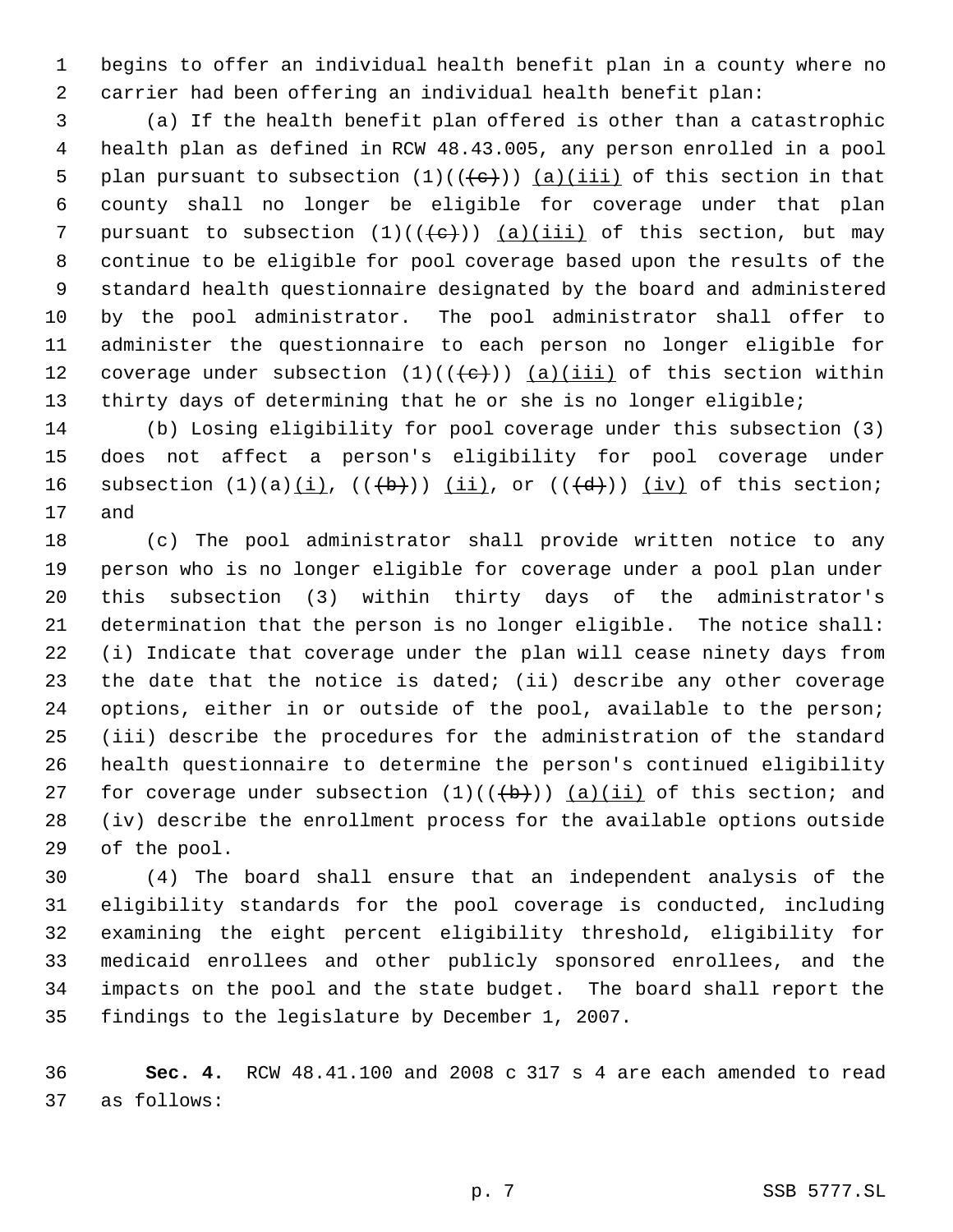begins to offer an individual health benefit plan in a county where no carrier had been offering an individual health benefit plan:

(a) If the health benefit plan offered is other than a catastrophic health plan as defined in RCW 48.43.005, any person enrolled in a pool plan pursuant to subsection (1)((~~(c)~~)) (a)(iii) of this section in that county shall no longer be eligible for coverage under that plan pursuant to subsection (1)((~~(c)~~)) (a)(iii) of this section, but may continue to be eligible for pool coverage based upon the results of the standard health questionnaire designated by the board and administered by the pool administrator. The pool administrator shall offer to administer the questionnaire to each person no longer eligible for coverage under subsection (1)((~~(c)~~)) (a)(iii) of this section within thirty days of determining that he or she is no longer eligible;

(b) Losing eligibility for pool coverage under this subsection (3) does not affect a person's eligibility for pool coverage under subsection (1)(a)(i), ((~~(b)~~)) (ii), or ((~~(d)~~)) (iv) of this section; and

(c) The pool administrator shall provide written notice to any person who is no longer eligible for coverage under a pool plan under this subsection (3) within thirty days of the administrator's determination that the person is no longer eligible. The notice shall: (i) Indicate that coverage under the plan will cease ninety days from the date that the notice is dated; (ii) describe any other coverage options, either in or outside of the pool, available to the person; (iii) describe the procedures for the administration of the standard health questionnaire to determine the person's continued eligibility for coverage under subsection (1)((~~(b)~~)) (a)(ii) of this section; and (iv) describe the enrollment process for the available options outside of the pool.

(4) The board shall ensure that an independent analysis of the eligibility standards for the pool coverage is conducted, including examining the eight percent eligibility threshold, eligibility for medicaid enrollees and other publicly sponsored enrollees, and the impacts on the pool and the state budget. The board shall report the findings to the legislature by December 1, 2007.

**Sec. 4.** RCW 48.41.100 and 2008 c 317 s 4 are each amended to read as follows: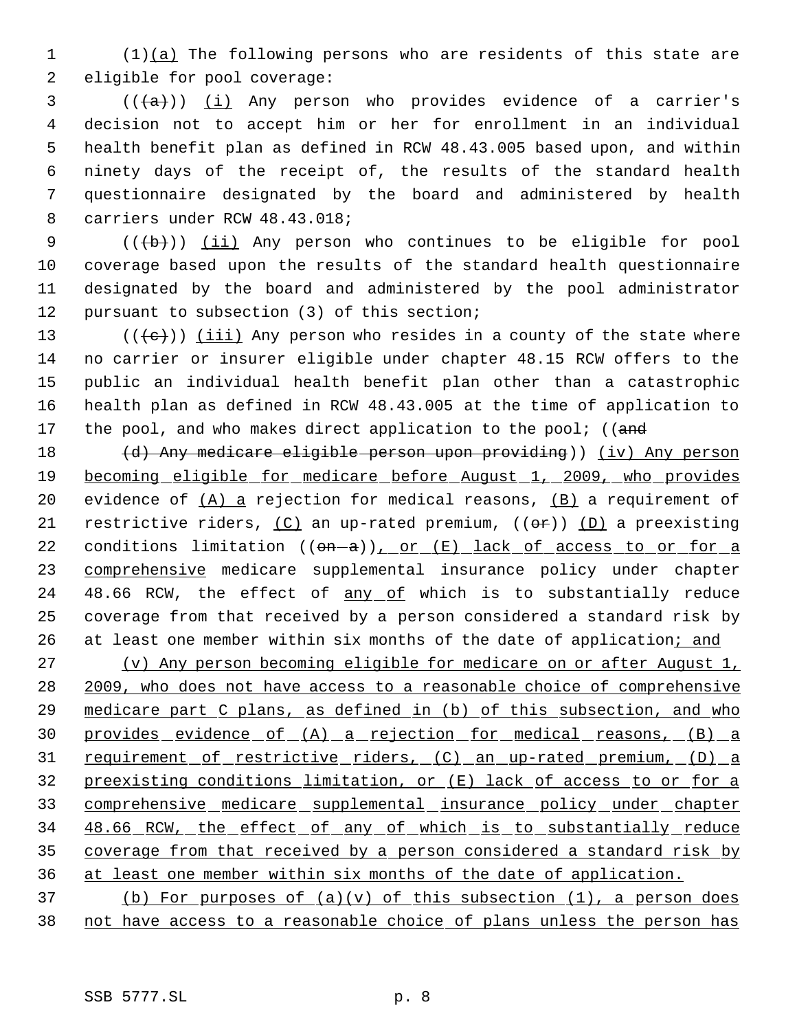(1)(a) The following persons who are residents of this state are eligible for pool coverage:

(((a))) (i) Any person who provides evidence of a carrier's decision not to accept him or her for enrollment in an individual health benefit plan as defined in RCW 48.43.005 based upon, and within ninety days of the receipt of, the results of the standard health questionnaire designated by the board and administered by health carriers under RCW 48.43.018;

(((b))) (ii) Any person who continues to be eligible for pool coverage based upon the results of the standard health questionnaire designated by the board and administered by the pool administrator pursuant to subsection (3) of this section;

(((c))) (iii) Any person who resides in a county of the state where no carrier or insurer eligible under chapter 48.15 RCW offers to the public an individual health benefit plan other than a catastrophic health plan as defined in RCW 48.43.005 at the time of application to the pool, and who makes direct application to the pool; ((and

(d) Any medicare eligible person upon providing)) (iv) Any person becoming eligible for medicare before August 1, 2009, who provides evidence of (A) a rejection for medical reasons, (B) a requirement of restrictive riders, (C) an up-rated premium, ((or)) (D) a preexisting conditions limitation ((on a)), or (E) lack of access to or for a comprehensive medicare supplemental insurance policy under chapter 48.66 RCW, the effect of any of which is to substantially reduce coverage from that received by a person considered a standard risk by at least one member within six months of the date of application; and

(v) Any person becoming eligible for medicare on or after August 1, 2009, who does not have access to a reasonable choice of comprehensive medicare part C plans, as defined in (b) of this subsection, and who provides evidence of (A) a rejection for medical reasons, (B) a requirement of restrictive riders, (C) an up-rated premium, (D) a preexisting conditions limitation, or (E) lack of access to or for a comprehensive medicare supplemental insurance policy under chapter 48.66 RCW, the effect of any of which is to substantially reduce coverage from that received by a person considered a standard risk by at least one member within six months of the date of application.

(b) For purposes of (a)(v) of this subsection (1), a person does not have access to a reasonable choice of plans unless the person has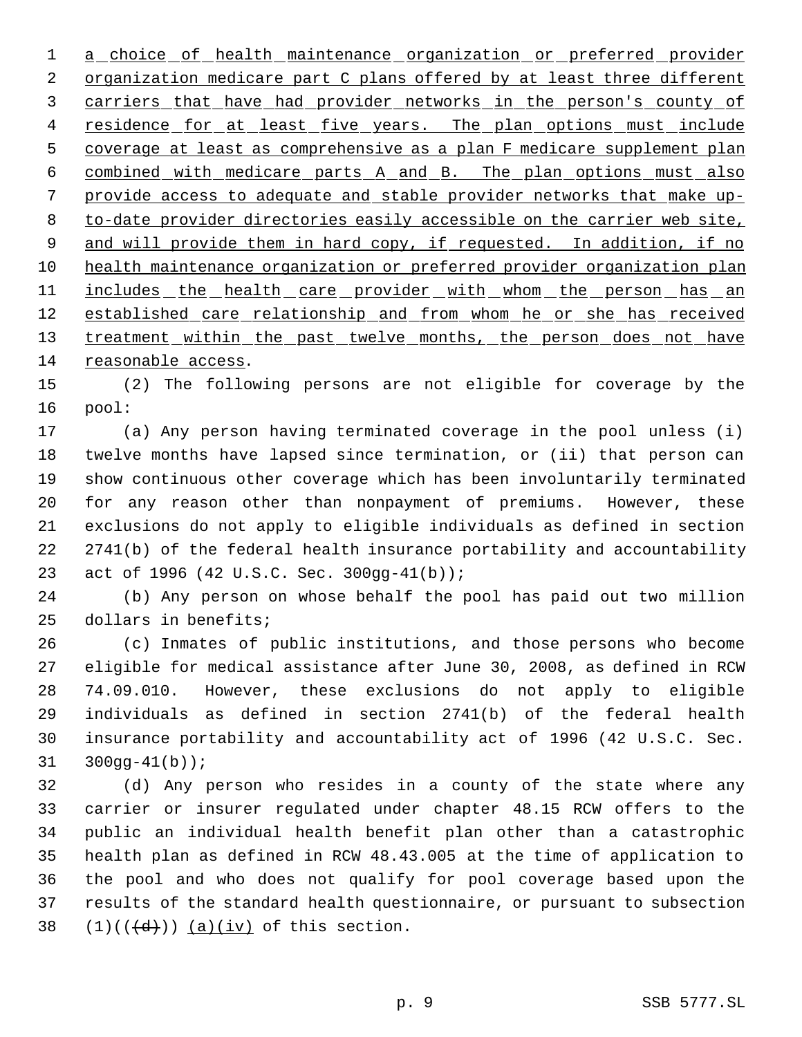a choice of health maintenance organization or preferred provider organization medicare part C plans offered by at least three different carriers that have had provider networks in the person's county of residence for at least five years. The plan options must include coverage at least as comprehensive as a plan F medicare supplement plan combined with medicare parts A and B. The plan options must also provide access to adequate and stable provider networks that make up-to-date provider directories easily accessible on the carrier web site, and will provide them in hard copy, if requested. In addition, if no health maintenance organization or preferred provider organization plan includes the health care provider with whom the person has an established care relationship and from whom he or she has received treatment within the past twelve months, the person does not have reasonable access.

(2) The following persons are not eligible for coverage by the pool:

(a) Any person having terminated coverage in the pool unless (i) twelve months have lapsed since termination, or (ii) that person can show continuous other coverage which has been involuntarily terminated for any reason other than nonpayment of premiums. However, these exclusions do not apply to eligible individuals as defined in section 2741(b) of the federal health insurance portability and accountability act of 1996 (42 U.S.C. Sec. 300gg-41(b));

(b) Any person on whose behalf the pool has paid out two million dollars in benefits;

(c) Inmates of public institutions, and those persons who become eligible for medical assistance after June 30, 2008, as defined in RCW 74.09.010. However, these exclusions do not apply to eligible individuals as defined in section 2741(b) of the federal health insurance portability and accountability act of 1996 (42 U.S.C. Sec. 300gg-41(b));

(d) Any person who resides in a county of the state where any carrier or insurer regulated under chapter 48.15 RCW offers to the public an individual health benefit plan other than a catastrophic health plan as defined in RCW 48.43.005 at the time of application to the pool and who does not qualify for pool coverage based upon the results of the standard health questionnaire, or pursuant to subsection (1)(((d))) (a)(iv) of this section.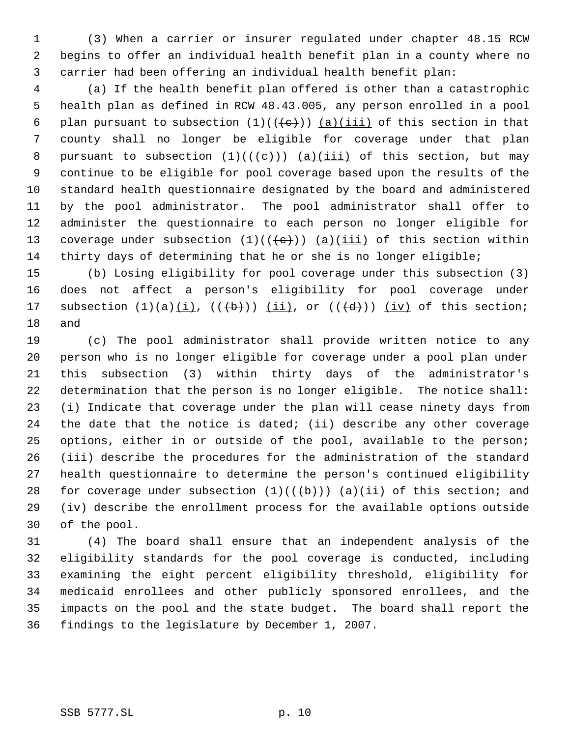(3) When a carrier or insurer regulated under chapter 48.15 RCW begins to offer an individual health benefit plan in a county where no carrier had been offering an individual health benefit plan:

(a) If the health benefit plan offered is other than a catastrophic health plan as defined in RCW 48.43.005, any person enrolled in a pool plan pursuant to subsection (1)((~~(c)~~)) (a)(iii) of this section in that county shall no longer be eligible for coverage under that plan pursuant to subsection (1)((~~(c)~~)) (a)(iii) of this section, but may continue to be eligible for pool coverage based upon the results of the standard health questionnaire designated by the board and administered by the pool administrator. The pool administrator shall offer to administer the questionnaire to each person no longer eligible for coverage under subsection (1)((~~(c)~~)) (a)(iii) of this section within thirty days of determining that he or she is no longer eligible;

(b) Losing eligibility for pool coverage under this subsection (3) does not affect a person's eligibility for pool coverage under subsection (1)(a)(i), ((~~(b)~~)) (ii), or ((~~(d)~~)) (iv) of this section; and

(c) The pool administrator shall provide written notice to any person who is no longer eligible for coverage under a pool plan under this subsection (3) within thirty days of the administrator's determination that the person is no longer eligible. The notice shall: (i) Indicate that coverage under the plan will cease ninety days from the date that the notice is dated; (ii) describe any other coverage options, either in or outside of the pool, available to the person; (iii) describe the procedures for the administration of the standard health questionnaire to determine the person's continued eligibility for coverage under subsection (1)((~~(b)~~)) (a)(ii) of this section; and (iv) describe the enrollment process for the available options outside of the pool.

(4) The board shall ensure that an independent analysis of the eligibility standards for the pool coverage is conducted, including examining the eight percent eligibility threshold, eligibility for medicaid enrollees and other publicly sponsored enrollees, and the impacts on the pool and the state budget. The board shall report the findings to the legislature by December 1, 2007.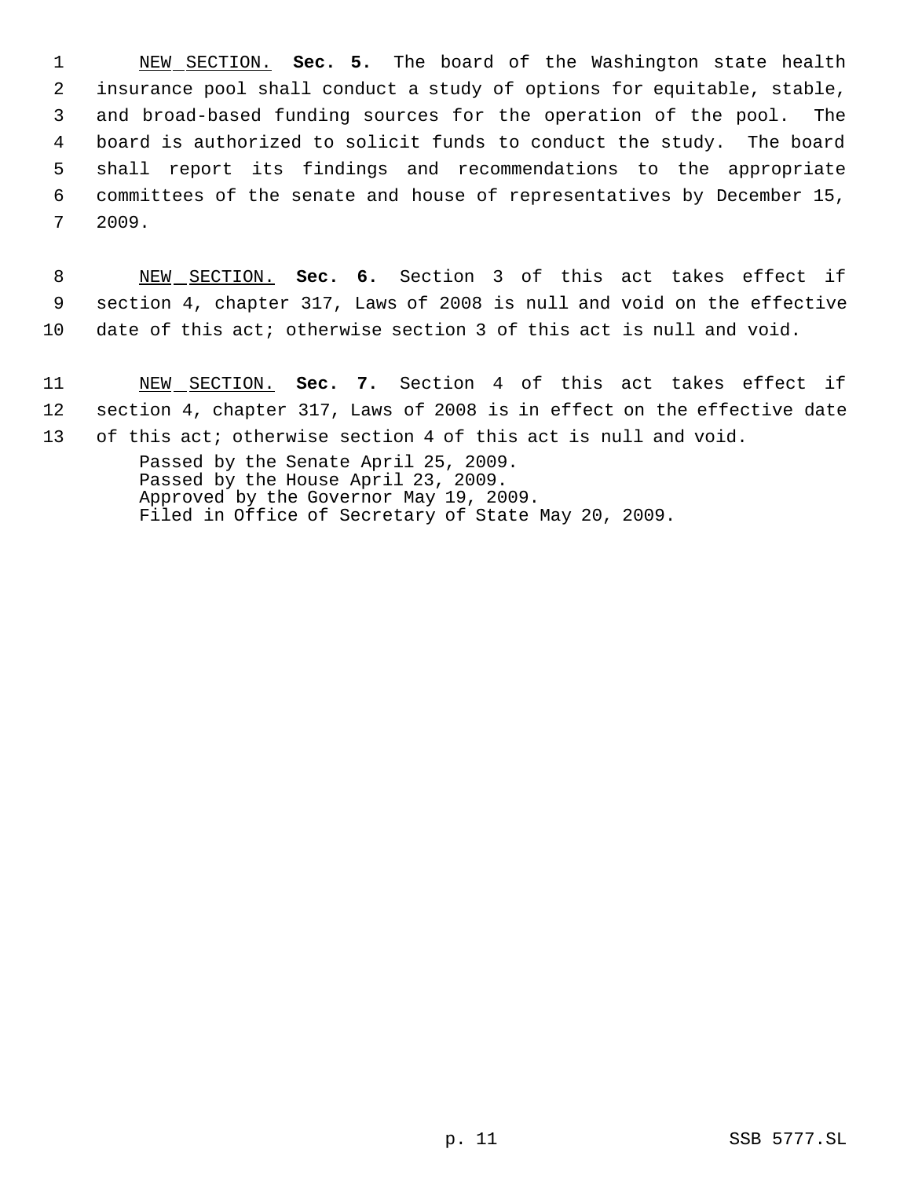NEW SECTION. **Sec. 5.** The board of the Washington state health insurance pool shall conduct a study of options for equitable, stable, and broad-based funding sources for the operation of the pool. The board is authorized to solicit funds to conduct the study. The board shall report its findings and recommendations to the appropriate committees of the senate and house of representatives by December 15, 2009.

NEW SECTION. **Sec. 6.** Section 3 of this act takes effect if section 4, chapter 317, Laws of 2008 is null and void on the effective date of this act; otherwise section 3 of this act is null and void.

NEW SECTION. **Sec. 7.** Section 4 of this act takes effect if section 4, chapter 317, Laws of 2008 is in effect on the effective date of this act; otherwise section 4 of this act is null and void.

Passed by the Senate April 25, 2009.
Passed by the House April 23, 2009.
Approved by the Governor May 19, 2009.
Filed in Office of Secretary of State May 20, 2009.